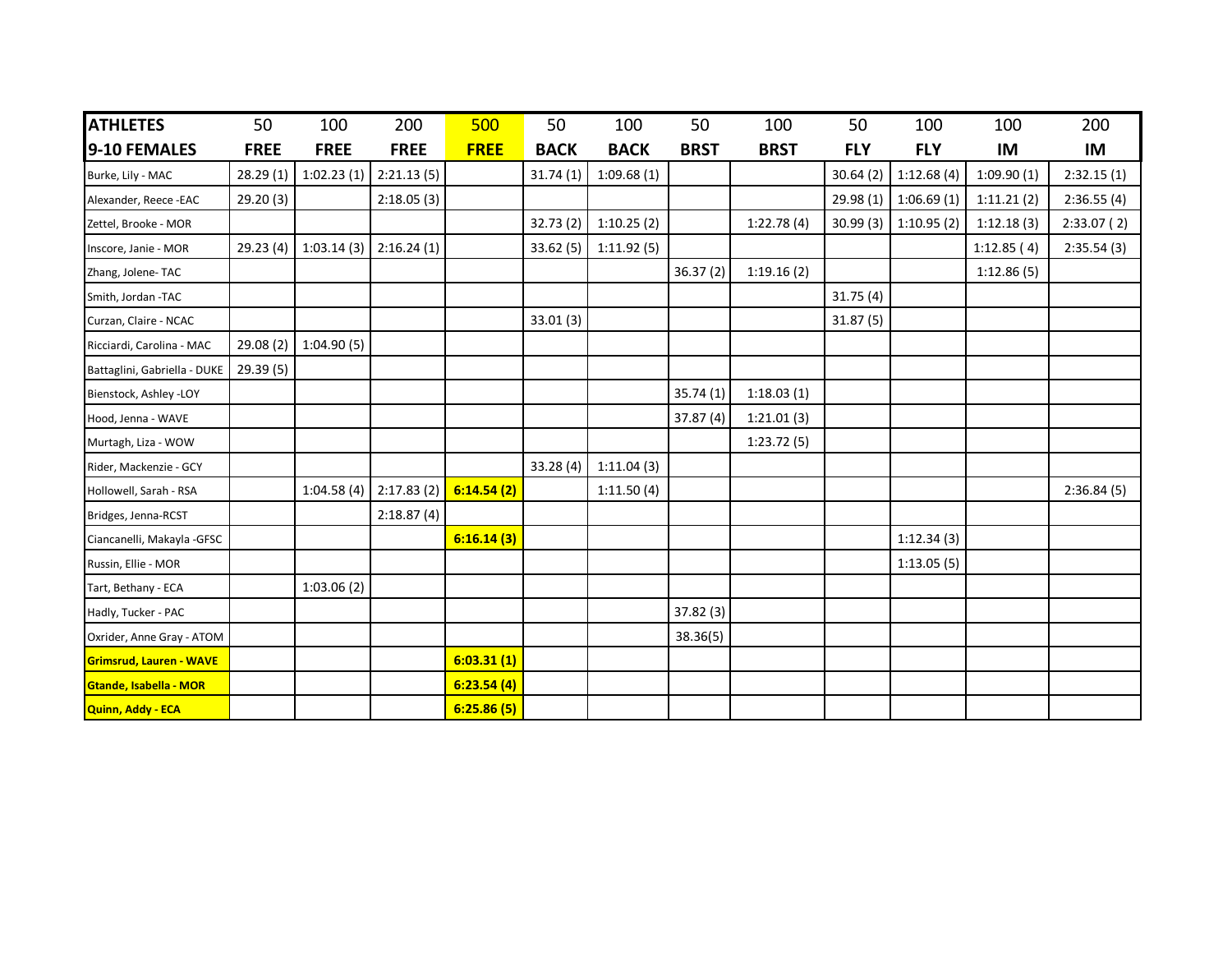| ATHLETES | 50 | 100 | 200 | 500 | 50 | 100 | 50 | 100 | 50 | 100 | 100 | 200 |
|---|---|---|---|---|---|---|---|---|---|---|---|---|
| **9-10 FEMALES** | **FREE** | **FREE** | **FREE** | **FREE** | **BACK** | **BACK** | **BRST** | **BRST** | **FLY** | **FLY** | **IM** | **IM** |
| Burke, Lily - MAC | 28.29 (1) | 1:02.23 (1) | 2:21.13 (5) | | 31.74 (1) | 1:09.68 (1) | | | 30.64 (2) | 1:12.68 (4) | 1:09.90 (1) | 2:32.15 (1) |
| Alexander, Reece -EAC | 29.20 (3) | | 2:18.05 (3) | | | | | | 29.98 (1) | 1:06.69 (1) | 1:11.21 (2) | 2:36.55 (4) |
| Zettel, Brooke - MOR | | | | | 32.73 (2) | 1:10.25 (2) | | 1:22.78 (4) | 30.99 (3) | 1:10.95 (2) | 1:12.18 (3) | 2:33.07 ( 2) |
| Inscore, Janie - MOR | 29.23 (4) | 1:03.14 (3) | 2:16.24 (1) | | 33.62 (5) | 1:11.92 (5) | | | | | 1:12.85 ( 4) | 2:35.54 (3) |
| Zhang, Jolene- TAC | | | | | | | 36.37 (2) | 1:19.16 (2) | | | 1:12.86 (5) | |
| Smith, Jordan -TAC | | | | | | | | | 31.75 (4) | | | |
| Curzan, Claire - NCAC | | | | | 33.01 (3) | | | | 31.87 (5) | | | |
| Ricciardi, Carolina - MAC | 29.08 (2) | 1:04.90 (5) | | | | | | | | | | |
| Battaglini, Gabriella - DUKE | 29.39 (5) | | | | | | | | | | | |
| Bienstock, Ashley -LOY | | | | | | | 35.74 (1) | 1:18.03 (1) | | | | |
| Hood, Jenna - WAVE | | | | | | | 37.87 (4) | 1:21.01 (3) | | | | |
| Murtagh, Liza - WOW | | | | | | | | 1:23.72 (5) | | | | |
| Rider, Mackenzie - GCY | | | | | 33.28 (4) | 1:11.04 (3) | | | | | | |
| Hollowell, Sarah - RSA | | 1:04.58 (4) | 2:17.83 (2) | **6:14.54 (2)** | | 1:11.50 (4) | | | | | | 2:36.84 (5) |
| Bridges, Jenna-RCST | | | 2:18.87 (4) | | | | | | | | | |
| Ciancanelli, Makayla -GFSC | | | | **6:16.14 (3)** | | | | | | 1:12.34 (3) | | |
| Russin, Ellie - MOR | | | | | | | | | | 1:13.05 (5) | | |
| Tart, Bethany - ECA | | 1:03.06 (2) | | | | | | | | | | |
| Hadly, Tucker - PAC | | | | | | | 37.82 (3) | | | | | |
| Oxrider, Anne Gray - ATOM | | | | | | | 38.36(5) | | | | | |
| **Grimsrud, Lauren - WAVE** | | | | **6:03.31 (1)** | | | | | | | | |
| **Gtande, Isabella - MOR** | | | | **6:23.54 (4)** | | | | | | | | |
| **Quinn, Addy - ECA** | | | | **6:25.86 (5)** | | | | | | | | |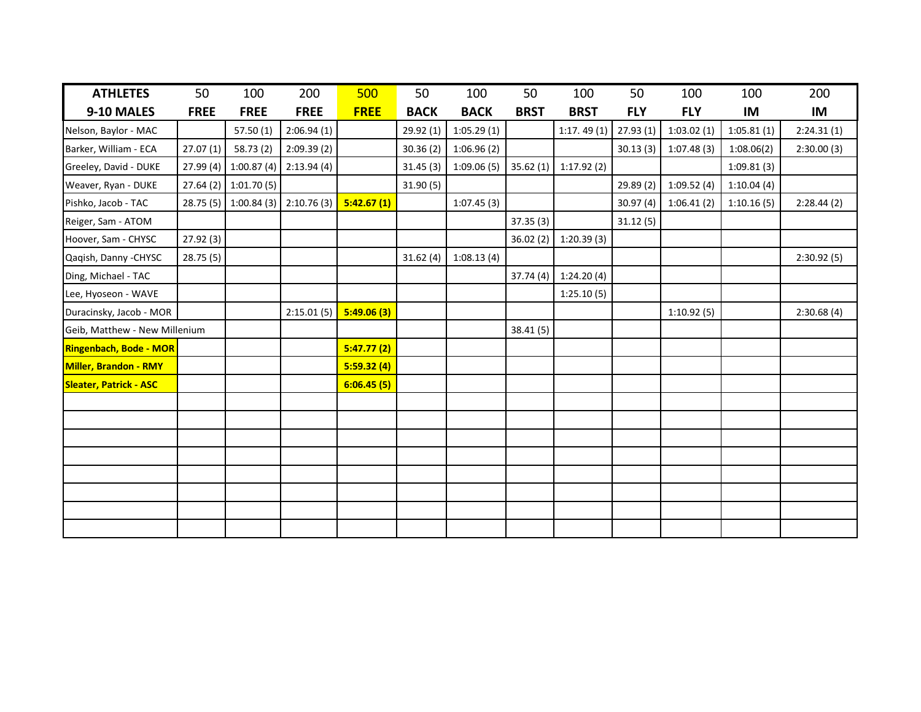| ATHLETES<br>9-10 MALES | 50<br>FREE | 100<br>FREE | 200<br>FREE | 500<br>FREE | 50<br>BACK | 100<br>BACK | 50<br>BRST | 100<br>BRST | 50<br>FLY | 100<br>FLY | 100<br>IM | 200<br>IM |
|---|---|---|---|---|---|---|---|---|---|---|---|---|
| Nelson, Baylor - MAC | | 57.50 (1) | 2:06.94 (1) | | 29.92 (1) | 1:05.29 (1) | | 1:17. 49 (1) | 27.93 (1) | 1:03.02 (1) | 1:05.81 (1) | 2:24.31 (1) |
| Barker, William - ECA | 27.07 (1) | 58.73 (2) | 2:09.39 (2) | | 30.36 (2) | 1:06.96 (2) | | | 30.13 (3) | 1:07.48 (3) | 1:08.06(2) | 2:30.00 (3) |
| Greeley, David - DUKE | 27.99 (4) | 1:00.87 (4) | 2:13.94 (4) | | 31.45 (3) | 1:09.06 (5) | 35.62 (1) | 1:17.92 (2) | | | 1:09.81 (3) | |
| Weaver, Ryan - DUKE | 27.64 (2) | 1:01.70 (5) | | | 31.90 (5) | | | | 29.89 (2) | 1:09.52 (4) | 1:10.04 (4) | |
| Pishko, Jacob - TAC | 28.75 (5) | 1:00.84 (3) | 2:10.76 (3) | **5:42.67 (1)** | | 1:07.45 (3) | | | 30.97 (4) | 1:06.41 (2) | 1:10.16 (5) | 2:28.44 (2) |
| Reiger, Sam - ATOM | | | | | | | 37.35 (3) | | 31.12 (5) | | | |
| Hoover, Sam - CHYSC | 27.92 (3) | | | | | | 36.02 (2) | 1:20.39 (3) | | | | |
| Qaqish, Danny -CHYSC | 28.75 (5) | | | | 31.62 (4) | 1:08.13 (4) | | | | | | 2:30.92 (5) |
| Ding, Michael - TAC | | | | | | | 37.74 (4) | 1:24.20 (4) | | | | |
| Lee, Hyoseon - WAVE | | | | | | | | 1:25.10 (5) | | | | |
| Duracinsky, Jacob - MOR | | | 2:15.01 (5) | **5:49.06 (3)** | | | | | | 1:10.92 (5) | | 2:30.68 (4) |
| Geib, Matthew - New Millenium | | | | | | | 38.41 (5) | | | | | |
| **Ringenbach, Bode - MOR** | | | | **5:47.77 (2)** | | | | | | | | |
| **Miller, Brandon - RMY** | | | | **5:59.32 (4)** | | | | | | | | |
| **Sleater, Patrick - ASC** | | | | **6:06.45 (5)** | | | | | | | | |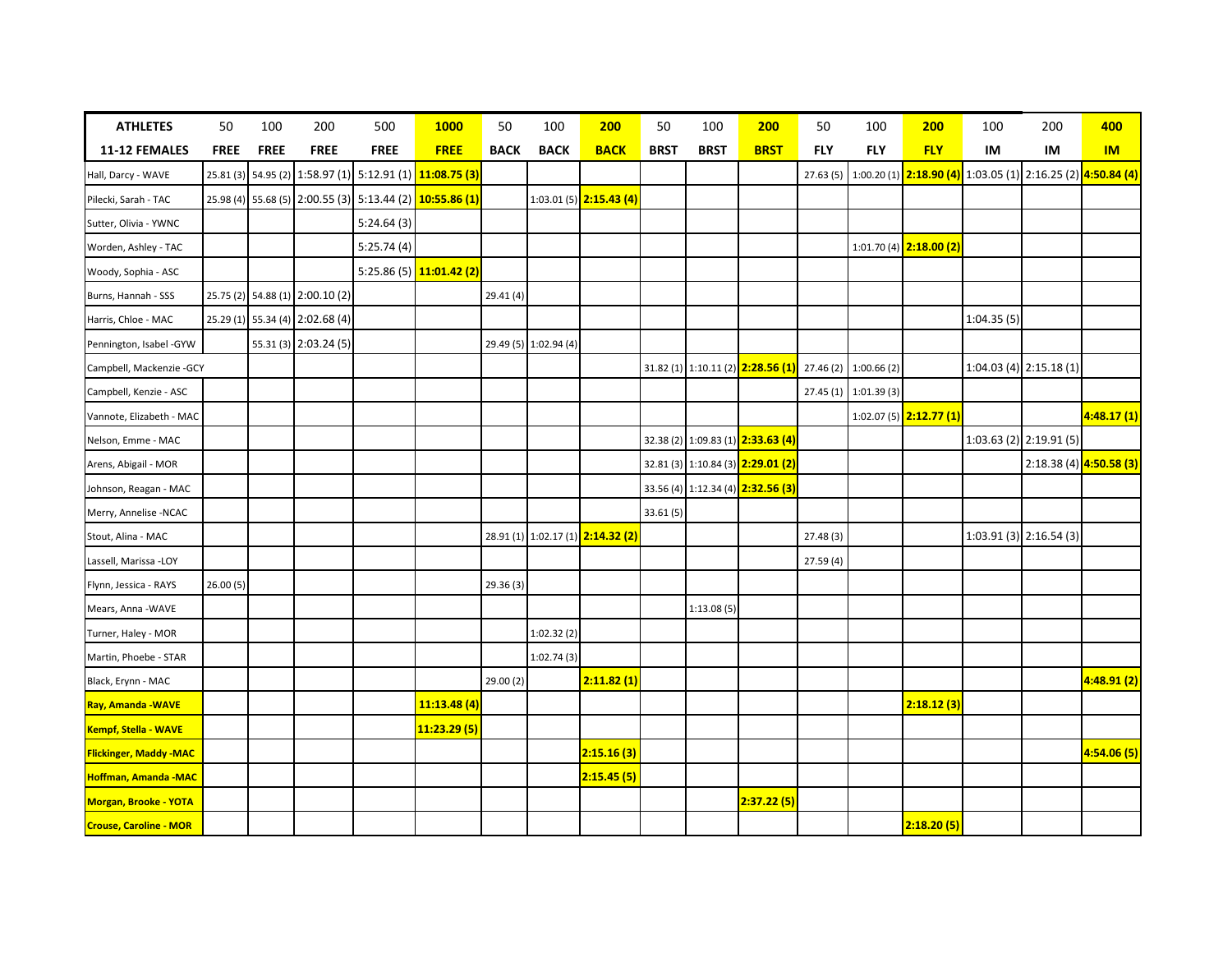| ATHLETES | 50 | 100 | 200 | 500 | **1000** | 50 | 100 | **200** | 50 | 100 | **200** | 50 | 100 | **200** | 100 | 200 | **400** |
|---|---|---|---|---|---|---|---|---|---|---|---|---|---|---|---|---|---|
| **11-12 FEMALES** | **FREE** | **FREE** | **FREE** | **FREE** | **FREE** | **BACK** | **BACK** | **BACK** | **BRST** | **BRST** | **BRST** | **FLY** | **FLY** | **FLY** | **IM** | **IM** | **IM** |
| Hall, Darcy - WAVE | 25.81 (3) | 54.95 (2) | 1:58.97 (1) | 5:12.91 (1) | **11:08.75 (3)** | | | | | | | 27.63 (5) | 1:00.20 (1) | **2:18.90 (4)** | 1:03.05 (1) | 2:16.25 (2) | **4:50.84 (4)** |
| Pilecki, Sarah - TAC | 25.98 (4) | 55.68 (5) | 2:00.55 (3) | 5:13.44 (2) | **10:55.86 (1)** | | 1:03.01 (5) | **2:15.43 (4)** | | | | | | | | | |
| Sutter, Olivia - YWNC | | | | 5:24.64 (3) | | | | | | | | | | | | | |
| Worden, Ashley - TAC | | | | 5:25.74 (4) | | | | | | | | | 1:01.70 (4) | **2:18.00 (2)** | | | |
| Woody, Sophia - ASC | | | | 5:25.86 (5) | **11:01.42 (2)** | | | | | | | | | | | | |
| Burns, Hannah - SSS | 25.75 (2) | 54.88 (1) | 2:00.10 (2) | | | 29.41 (4) | | | | | | | | | | | |
| Harris, Chloe - MAC | 25.29 (1) | 55.34 (4) | 2:02.68 (4) | | | | | | | | | | | | 1:04.35 (5) | | |
| Pennington, Isabel -GYW | | 55.31 (3) | 2:03.24 (5) | | | 29.49 (5) | 1:02.94 (4) | | | | | | | | | | |
| Campbell, Mackenzie -GCY | | | | | | | | | 31.82 (1) | 1:10.11 (2) | **2:28.56 (1)** | 27.46 (2) | 1:00.66 (2) | | 1:04.03 (4) | 2:15.18 (1) | |
| Campbell, Kenzie - ASC | | | | | | | | | | | | 27.45 (1) | 1:01.39 (3) | | | | |
| Vannote, Elizabeth - MAC | | | | | | | | | | | | | 1:02.07 (5) | **2:12.77 (1)** | | | **4:48.17 (1)** |
| Nelson, Emme - MAC | | | | | | | | | 32.38 (2) | 1:09.83 (1) | **2:33.63 (4)** | | | | 1:03.63 (2) | 2:19.91 (5) | |
| Arens, Abigail - MOR | | | | | | | | | 32.81 (3) | 1:10.84 (3) | **2:29.01 (2)** | | | | | 2:18.38 (4) | **4:50.58 (3)** |
| Johnson, Reagan - MAC | | | | | | | | | 33.56 (4) | 1:12.34 (4) | **2:32.56 (3)** | | | | | | |
| Merry, Annelise -NCAC | | | | | | | | | 33.61 (5) | | | | | | | | |
| Stout, Alina - MAC | | | | | | 28.91 (1) | 1:02.17 (1) | **2:14.32 (2)** | | | | 27.48 (3) | | | 1:03.91 (3) | 2:16.54 (3) | |
| Lassell, Marissa -LOY | | | | | | | | | | | | 27.59 (4) | | | | | |
| Flynn, Jessica - RAYS | 26.00 (5) | | | | | 29.36 (3) | | | | | | | | | | | |
| Mears, Anna -WAVE | | | | | | | | | | 1:13.08 (5) | | | | | | | |
| Turner, Haley - MOR | | | | | | | 1:02.32 (2) | | | | | | | | | | |
| Martin, Phoebe - STAR | | | | | | | 1:02.74 (3) | | | | | | | | | | |
| Black, Erynn - MAC | | | | | | 29.00 (2) | | **2:11.82 (1)** | | | | | | | | | **4:48.91 (2)** |
| **Ray, Amanda -WAVE** | | | | | **11:13.48 (4)** | | | | | | | | | **2:18.12 (3)** | | | |
| **Kempf, Stella - WAVE** | | | | | **11:23.29 (5)** | | | | | | | | | | | | |
| **Flickinger, Maddy -MAC** | | | | | | | | **2:15.16 (3)** | | | | | | | | | **4:54.06 (5)** |
| **Hoffman, Amanda -MAC** | | | | | | | | **2:15.45 (5)** | | | | | | | | | |
| **Morgan, Brooke - YOTA** | | | | | | | | | | | **2:37.22 (5)** | | | | | | |
| **Crouse, Caroline - MOR** | | | | | | | | | | | | | | **2:18.20 (5)** | | | |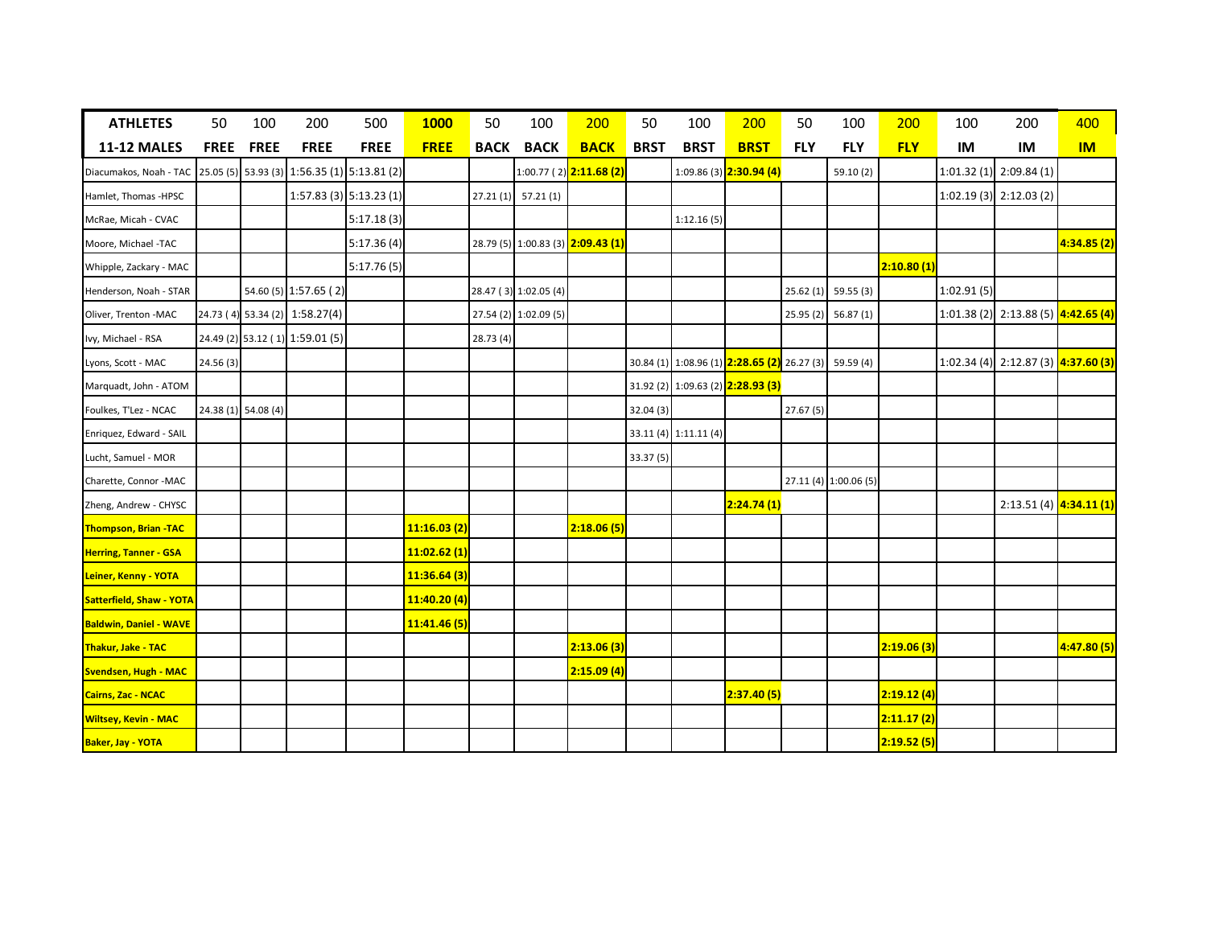| ATHLETES | 50 | 100 | 200 | 500 | 1000 | 50 | 100 | 200 | 50 | 100 | 200 | 50 | 100 | 200 | 100 | 200 | 400 |
|---|---|---|---|---|---|---|---|---|---|---|---|---|---|---|---|---|---|
| **11-12 MALES** | **FREE** | **FREE** | **FREE** | **FREE** | **FREE** | **BACK** | **BACK** | **BACK** | **BRST** | **BRST** | **BRST** | **FLY** | **FLY** | **FLY** | **IM** | **IM** | **IM** |
| Diacumakos, Noah - TAC | 25.05 (5) | 53.93 (3) | 1:56.35 (1) | 5:13.81 (2) | | | 1:00.77 ( 2) | **2:11.68 (2)** | | 1:09.86 (3) | **2:30.94 (4)** | | 59.10 (2) | | 1:01.32 (1) | 2:09.84 (1) | |
| Hamlet, Thomas -HPSC | | | 1:57.83 (3) | 5:13.23 (1) | | 27.21 (1) | 57.21 (1) | | | | | | | | 1:02.19 (3) | 2:12.03 (2) | |
| McRae, Micah - CVAC | | | | 5:17.18 (3) | | | | | | 1:12.16 (5) | | | | | | | |
| Moore, Michael -TAC | | | | 5:17.36 (4) | | 28.79 (5) | 1:00.83 (3) | **2:09.43 (1)** | | | | | | | | | **4:34.85 (2)** |
| Whipple, Zackary - MAC | | | | 5:17.76 (5) | | | | | | | | | | **2:10.80 (1)** | | | |
| Henderson, Noah - STAR | | 54.60 (5) | 1:57.65 ( 2) | | | 28.47 ( 3) | 1:02.05 (4) | | | | | 25.62 (1) | 59.55 (3) | | 1:02.91 (5) | | |
| Oliver, Trenton -MAC | 24.73 ( 4) | 53.34 (2) | 1:58.27(4) | | | 27.54 (2) | 1:02.09 (5) | | | | | 25.95 (2) | 56.87 (1) | | 1:01.38 (2) | 2:13.88 (5) | **4:42.65 (4)** |
| Ivy, Michael - RSA | 24.49 (2) | 53.12 ( 1) | 1:59.01 (5) | | | 28.73 (4) | | | | | | | | | | | |
| Lyons, Scott - MAC | 24.56 (3) | | | | | | | | 30.84 (1) | 1:08.96 (1) | **2:28.65 (2)** | 26.27 (3) | 59.59 (4) | | 1:02.34 (4) | 2:12.87 (3) | **4:37.60 (3)** |
| Marquadt, John - ATOM | | | | | | | | | 31.92 (2) | 1:09.63 (2) | **2:28.93 (3)** | | | | | | |
| Foulkes, T'Lez - NCAC | 24.38 (1) | 54.08 (4) | | | | | | | 32.04 (3) | | | 27.67 (5) | | | | | |
| Enriquez, Edward - SAIL | | | | | | | | | 33.11 (4) | 1:11.11 (4) | | | | | | | |
| Lucht, Samuel - MOR | | | | | | | | | 33.37 (5) | | | | | | | | |
| Charette, Connor -MAC | | | | | | | | | | | | 27.11 (4) | 1:00.06 (5) | | | | |
| Zheng, Andrew - CHYSC | | | | | | | | | | | **2:24.74 (1)** | | | | | 2:13.51 (4) | **4:34.11 (1)** |
| **Thompson, Brian -TAC** | | | | | **11:16.03 (2)** | | | **2:18.06 (5)** | | | | | | | | | |
| **Herring, Tanner - GSA** | | | | | **11:02.62 (1)** | | | | | | | | | | | | |
| **Leiner, Kenny - YOTA** | | | | | **11:36.64 (3)** | | | | | | | | | | | | |
| **Satterfield, Shaw - YOTA** | | | | | **11:40.20 (4)** | | | | | | | | | | | | |
| **Baldwin, Daniel - WAVE** | | | | | **11:41.46 (5)** | | | | | | | | | | | | |
| **Thakur, Jake - TAC** | | | | | | | | **2:13.06 (3)** | | | | | | **2:19.06 (3)** | | | **4:47.80 (5)** |
| **Svendsen, Hugh - MAC** | | | | | | | | **2:15.09 (4)** | | | | | | | | | |
| **Cairns, Zac - NCAC** | | | | | | | | | | | **2:37.40 (5)** | | | **2:19.12 (4)** | | | |
| **Wiltsey, Kevin - MAC** | | | | | | | | | | | | | | **2:11.17 (2)** | | | |
| **Baker, Jay - YOTA** | | | | | | | | | | | | | | **2:19.52 (5)** | | | |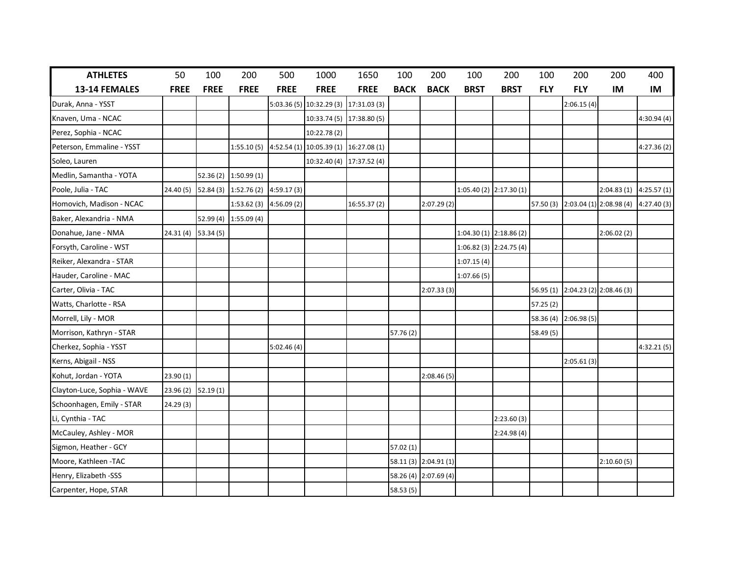| ATHLETES | 50 | 100 | 200 | 500 | 1000 | 1650 | 100 | 200 | 100 | 200 | 100 | 200 | 200 | 400 |
|---|---|---|---|---|---|---|---|---|---|---|---|---|---|---|
| **13-14 FEMALES** | **FREE** | **FREE** | **FREE** | **FREE** | **FREE** | **FREE** | **BACK** | **BACK** | **BRST** | **BRST** | **FLY** | **FLY** | **IM** | **IM** |
| Durak, Anna - YSST | | | | 5:03.36 (5) | 10:32.29 (3) | 17:31.03 (3) | | | | | | 2:06.15 (4) | | |
| Knaven, Uma - NCAC | | | | | 10:33.74 (5) | 17:38.80 (5) | | | | | | | | 4:30.94 (4) |
| Perez, Sophia - NCAC | | | | | 10:22.78 (2) | | | | | | | | | |
| Peterson, Emmaline - YSST | | | 1:55.10 (5) | 4:52.54 (1) | 10:05.39 (1) | 16:27.08 (1) | | | | | | | | 4:27.36 (2) |
| Soleo, Lauren | | | | | 10:32.40 (4) | 17:37.52 (4) | | | | | | | | |
| Medlin, Samantha - YOTA | | 52.36 (2) | 1:50.99 (1) | | | | | | | | | | | |
| Poole, Julia - TAC | 24.40 (5) | 52.84 (3) | 1:52.76 (2) | 4:59.17 (3) | | | | | 1:05.40 (2) | 2:17.30 (1) | | | 2:04.83 (1) | 4:25.57 (1) |
| Homovich, Madison - NCAC | | | 1:53.62 (3) | 4:56.09 (2) | | 16:55.37 (2) | | 2:07.29 (2) | | | 57.50 (3) | 2:03.04 (1) | 2:08.98 (4) | 4:27.40 (3) |
| Baker, Alexandria - NMA | | 52.99 (4) | 1:55.09 (4) | | | | | | | | | | | |
| Donahue, Jane - NMA | 24.31 (4) | 53.34 (5) | | | | | | | 1:04.30 (1) | 2:18.86 (2) | | | 2:06.02 (2) | |
| Forsyth, Caroline - WST | | | | | | | | | 1:06.82 (3) | 2:24.75 (4) | | | | |
| Reiker, Alexandra - STAR | | | | | | | | | 1:07.15 (4) | | | | | |
| Hauder, Caroline - MAC | | | | | | | | | 1:07.66 (5) | | | | | |
| Carter, Olivia - TAC | | | | | | | | 2:07.33 (3) | | | 56.95 (1) | 2:04.23 (2) | 2:08.46 (3) | |
| Watts, Charlotte - RSA | | | | | | | | | | | 57.25 (2) | | | |
| Morrell, Lily - MOR | | | | | | | | | | | 58.36 (4) | 2:06.98 (5) | | |
| Morrison, Kathryn - STAR | | | | | | | 57.76 (2) | | | | 58.49 (5) | | | |
| Cherkez, Sophia - YSST | | | | 5:02.46 (4) | | | | | | | | | | 4:32.21 (5) |
| Kerns, Abigail - NSS | | | | | | | | | | | | 2:05.61 (3) | | |
| Kohut, Jordan - YOTA | 23.90 (1) | | | | | | | 2:08.46 (5) | | | | | | |
| Clayton-Luce, Sophia - WAVE | 23.96 (2) | 52.19 (1) | | | | | | | | | | | | |
| Schoonhagen, Emily - STAR | 24.29 (3) | | | | | | | | | | | | | |
| Li, Cynthia - TAC | | | | | | | | | | 2:23.60 (3) | | | | |
| McCauley, Ashley - MOR | | | | | | | | | | 2:24.98 (4) | | | | |
| Sigmon, Heather - GCY | | | | | | | 57.02 (1) | | | | | | | |
| Moore, Kathleen -TAC | | | | | | | 58.11 (3) | 2:04.91 (1) | | | | | 2:10.60 (5) | |
| Henry, Elizabeth -SSS | | | | | | | 58.26 (4) | 2:07.69 (4) | | | | | | |
| Carpenter, Hope, STAR | | | | | | | 58.53 (5) | | | | | | | |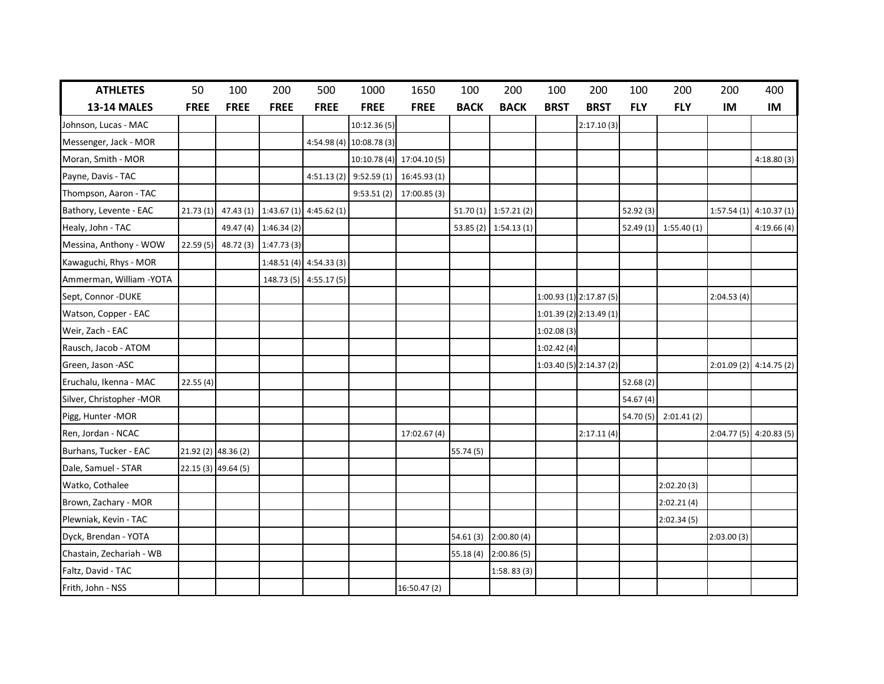| ATHLETES 13-14 MALES | 50 FREE | 100 FREE | 200 FREE | 500 FREE | 1000 FREE | 1650 FREE | 100 BACK | 200 BACK | 100 BRST | 200 BRST | 100 FLY | 200 FLY | 200 IM | 400 IM |
|---|---|---|---|---|---|---|---|---|---|---|---|---|---|---|
| Johnson, Lucas - MAC | | | | | 10:12.36 (5) | | | | | 2:17.10 (3) | | | | |
| Messenger, Jack - MOR | | | | 4:54.98 (4) | 10:08.78 (3) | | | | | | | | | |
| Moran, Smith - MOR | | | | | 10:10.78 (4) | 17:04.10 (5) | | | | | | | | 4:18.80 (3) |
| Payne, Davis - TAC | | | | 4:51.13 (2) | 9:52.59 (1) | 16:45.93 (1) | | | | | | | | |
| Thompson, Aaron - TAC | | | | | 9:53.51 (2) | 17:00.85 (3) | | | | | | | | |
| Bathory, Levente - EAC | 21.73 (1) | 47.43 (1) | 1:43.67 (1) | 4:45.62 (1) | | | 51.70 (1) | 1:57.21 (2) | | | 52.92 (3) | | 1:57.54 (1) | 4:10.37 (1) |
| Healy, John - TAC | | 49.47 (4) | 1:46.34 (2) | | | | 53.85 (2) | 1:54.13 (1) | | | 52.49 (1) | 1:55.40 (1) | | 4:19.66 (4) |
| Messina, Anthony - WOW | 22.59 (5) | 48.72 (3) | 1:47.73 (3) | | | | | | | | | | | |
| Kawaguchi, Rhys - MOR | | | 1:48.51 (4) | 4:54.33 (3) | | | | | | | | | | |
| Ammerman, William -YOTA | | | 148.73 (5) | 4:55.17 (5) | | | | | | | | | | |
| Sept, Connor -DUKE | | | | | | | | | 1:00.93 (1) | 2:17.87 (5) | | | 2:04.53 (4) | |
| Watson, Copper - EAC | | | | | | | | | 1:01.39 (2) | 2:13.49 (1) | | | | |
| Weir, Zach - EAC | | | | | | | | | 1:02.08 (3) | | | | | |
| Rausch, Jacob - ATOM | | | | | | | | | 1:02.42 (4) | | | | | |
| Green, Jason -ASC | | | | | | | | | 1:03.40 (5) | 2:14.37 (2) | | | 2:01.09 (2) | 4:14.75 (2) |
| Eruchalu, Ikenna - MAC | 22.55 (4) | | | | | | | | | | 52.68 (2) | | | |
| Silver, Christopher -MOR | | | | | | | | | | | 54.67 (4) | | | |
| Pigg, Hunter -MOR | | | | | | | | | | | 54.70 (5) | 2:01.41 (2) | | |
| Ren, Jordan - NCAC | | | | | | 17:02.67 (4) | | | | 2:17.11 (4) | | | 2:04.77 (5) | 4:20.83 (5) |
| Burhans, Tucker - EAC | 21.92 (2) | 48.36 (2) | | | | | 55.74 (5) | | | | | | | |
| Dale, Samuel - STAR | 22.15 (3) | 49.64 (5) | | | | | | | | | | | | |
| Watko, Cothalee | | | | | | | | | | | | 2:02.20 (3) | | |
| Brown, Zachary - MOR | | | | | | | | | | | | 2:02.21 (4) | | |
| Plewniak, Kevin - TAC | | | | | | | | | | | | 2:02.34 (5) | | |
| Dyck, Brendan - YOTA | | | | | | | 54.61 (3) | 2:00.80 (4) | | | | | 2:03.00 (3) | |
| Chastain, Zechariah - WB | | | | | | | 55.18 (4) | 2:00.86 (5) | | | | | | |
| Faltz, David - TAC | | | | | | | | 1:58. 83 (3) | | | | | | |
| Frith, John - NSS | | | | | | 16:50.47 (2) | | | | | | | | |